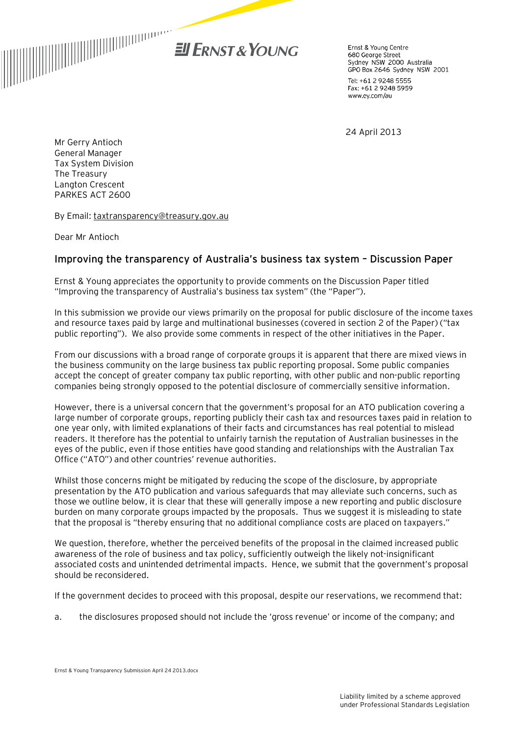Ernst & Young Centre
680 George Street
Sydney NSW 2000 Australia
GPO Box 2646 Sydney NSW 2001

Tel: +61 2 9248 5555
Fax: +61 2 9248 5959
www.ey.com/au

24 April 2013

Mr Gerry Antioch
General Manager
Tax System Division
The Treasury
Langton Crescent
PARKES ACT 2600

By Email: taxtransparency@treasury.gov.au

Dear Mr Antioch

## Improving the transparency of Australia's business tax system – Discussion Paper

Ernst & Young appreciates the opportunity to provide comments on the Discussion Paper titled "Improving the transparency of Australia's business tax system" (the "Paper").

In this submission we provide our views primarily on the proposal for public disclosure of the income taxes and resource taxes paid by large and multinational businesses (covered in section 2 of the Paper) ("tax public reporting"). We also provide some comments in respect of the other initiatives in the Paper.

From our discussions with a broad range of corporate groups it is apparent that there are mixed views in the business community on the large business tax public reporting proposal. Some public companies accept the concept of greater company tax public reporting, with other public and non-public reporting companies being strongly opposed to the potential disclosure of commercially sensitive information.

However, there is a universal concern that the government's proposal for an ATO publication covering a large number of corporate groups, reporting publicly their cash tax and resources taxes paid in relation to one year only, with limited explanations of their facts and circumstances has real potential to mislead readers. It therefore has the potential to unfairly tarnish the reputation of Australian businesses in the eyes of the public, even if those entities have good standing and relationships with the Australian Tax Office ("ATO") and other countries' revenue authorities.

Whilst those concerns might be mitigated by reducing the scope of the disclosure, by appropriate presentation by the ATO publication and various safeguards that may alleviate such concerns, such as those we outline below, it is clear that these will generally impose a new reporting and public disclosure burden on many corporate groups impacted by the proposals. Thus we suggest it is misleading to state that the proposal is "thereby ensuring that no additional compliance costs are placed on taxpayers."

We question, therefore, whether the perceived benefits of the proposal in the claimed increased public awareness of the role of business and tax policy, sufficiently outweigh the likely not-insignificant associated costs and unintended detrimental impacts. Hence, we submit that the government's proposal should be reconsidered.

If the government decides to proceed with this proposal, despite our reservations, we recommend that:

a. the disclosures proposed should not include the 'gross revenue' or income of the company; and

Liability limited by a scheme approved under Professional Standards Legislation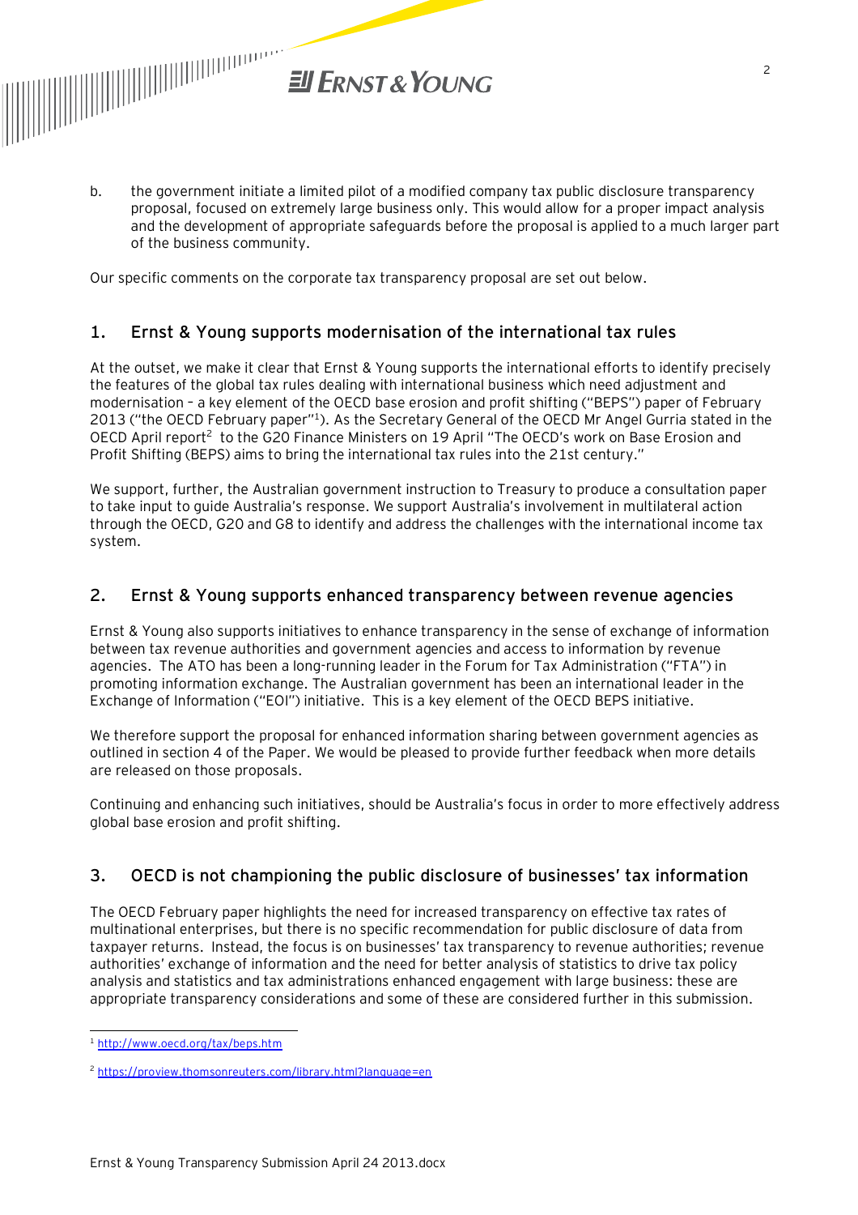b. the government initiate a limited pilot of a modified company tax public disclosure transparency proposal, focused on extremely large business only. This would allow for a proper impact analysis and the development of appropriate safeguards before the proposal is applied to a much larger part of the business community.

Our specific comments on the corporate tax transparency proposal are set out below.

## 1. Ernst & Young supports modernisation of the international tax rules

At the outset, we make it clear that Ernst & Young supports the international efforts to identify precisely the features of the global tax rules dealing with international business which need adjustment and modernisation – a key element of the OECD base erosion and profit shifting ("BEPS") paper of February 2013 ("the OECD February paper"[1]). As the Secretary General of the OECD Mr Angel Gurria stated in the OECD April report[2] to the G20 Finance Ministers on 19 April "The OECD's work on Base Erosion and Profit Shifting (BEPS) aims to bring the international tax rules into the 21st century."

We support, further, the Australian government instruction to Treasury to produce a consultation paper to take input to guide Australia's response. We support Australia's involvement in multilateral action through the OECD, G20 and G8 to identify and address the challenges with the international income tax system.

## 2. Ernst & Young supports enhanced transparency between revenue agencies

Ernst & Young also supports initiatives to enhance transparency in the sense of exchange of information between tax revenue authorities and government agencies and access to information by revenue agencies. The ATO has been a long-running leader in the Forum for Tax Administration ("FTA") in promoting information exchange. The Australian government has been an international leader in the Exchange of Information ("EOI") initiative. This is a key element of the OECD BEPS initiative.

We therefore support the proposal for enhanced information sharing between government agencies as outlined in section 4 of the Paper. We would be pleased to provide further feedback when more details are released on those proposals.

Continuing and enhancing such initiatives, should be Australia's focus in order to more effectively address global base erosion and profit shifting.

## 3. OECD is not championing the public disclosure of businesses' tax information

The OECD February paper highlights the need for increased transparency on effective tax rates of multinational enterprises, but there is no specific recommendation for public disclosure of data from taxpayer returns. Instead, the focus is on businesses' tax transparency to revenue authorities; revenue authorities' exchange of information and the need for better analysis of statistics to drive tax policy analysis and statistics and tax administrations enhanced engagement with large business: these are appropriate transparency considerations and some of these are considered further in this submission.

---

[1] http://www.oecd.org/tax/beps.htm

[2] https://proview.thomsonreuters.com/library.html?language=en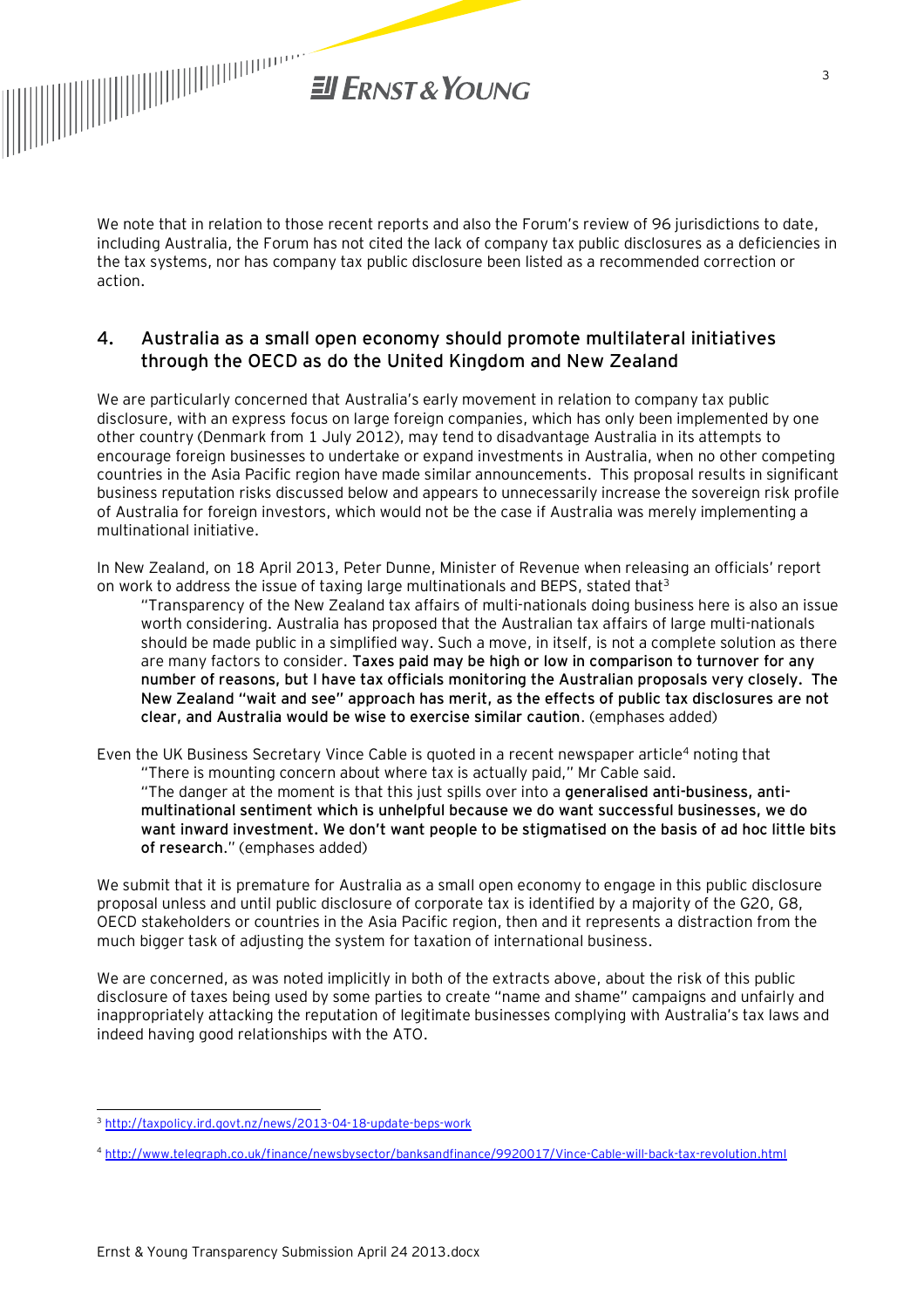We note that in relation to those recent reports and also the Forum's review of 96 jurisdictions to date, including Australia, the Forum has not cited the lack of company tax public disclosures as a deficiencies in the tax systems, nor has company tax public disclosure been listed as a recommended correction or action.

## 4. Australia as a small open economy should promote multilateral initiatives through the OECD as do the United Kingdom and New Zealand

We are particularly concerned that Australia's early movement in relation to company tax public disclosure, with an express focus on large foreign companies, which has only been implemented by one other country (Denmark from 1 July 2012), may tend to disadvantage Australia in its attempts to encourage foreign businesses to undertake or expand investments in Australia, when no other competing countries in the Asia Pacific region have made similar announcements. This proposal results in significant business reputation risks discussed below and appears to unnecessarily increase the sovereign risk profile of Australia for foreign investors, which would not be the case if Australia was merely implementing a multinational initiative.

In New Zealand, on 18 April 2013, Peter Dunne, Minister of Revenue when releasing an officials' report on work to address the issue of taxing large multinationals and BEPS, stated that[3]

> "Transparency of the New Zealand tax affairs of multi-nationals doing business here is also an issue worth considering. Australia has proposed that the Australian tax affairs of large multi-nationals should be made public in a simplified way. Such a move, in itself, is not a complete solution as there are many factors to consider. **Taxes paid may be high or low in comparison to turnover for any number of reasons, but I have tax officials monitoring the Australian proposals very closely. The New Zealand "wait and see" approach has merit, as the effects of public tax disclosures are not clear, and Australia would be wise to exercise similar caution**. (emphases added)

Even the UK Business Secretary Vince Cable is quoted in a recent newspaper article[4] noting that

> "There is mounting concern about where tax is actually paid," Mr Cable said.
> "The danger at the moment is that this just spills over into a **generalised anti-business, anti-multinational sentiment which is unhelpful because we do want successful businesses, we do want inward investment. We don't want people to be stigmatised on the basis of ad hoc little bits of research**." (emphases added)

We submit that it is premature for Australia as a small open economy to engage in this public disclosure proposal unless and until public disclosure of corporate tax is identified by a majority of the G20, G8, OECD stakeholders or countries in the Asia Pacific region, then and it represents a distraction from the much bigger task of adjusting the system for taxation of international business.

We are concerned, as was noted implicitly in both of the extracts above, about the risk of this public disclosure of taxes being used by some parties to create "name and shame" campaigns and unfairly and inappropriately attacking the reputation of legitimate businesses complying with Australia's tax laws and indeed having good relationships with the ATO.

---

[3] http://taxpolicy.ird.govt.nz/news/2013-04-18-update-beps-work

[4] http://www.telegraph.co.uk/finance/newsbysector/banksandfinance/9920017/Vince-Cable-will-back-tax-revolution.html

Ernst & Young Transparency Submission April 24 2013.docx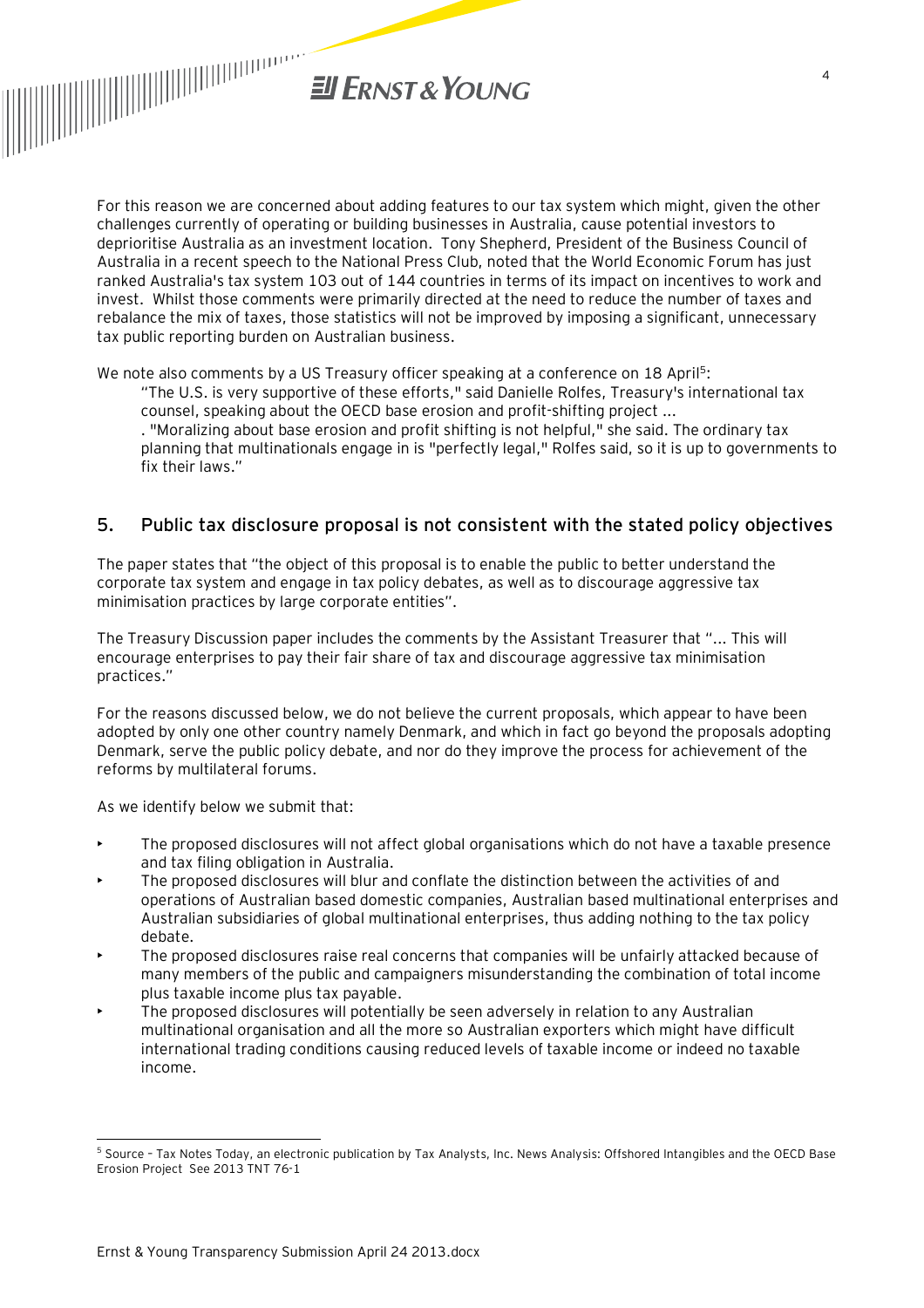For this reason we are concerned about adding features to our tax system which might, given the other challenges currently of operating or building businesses in Australia, cause potential investors to deprioritise Australia as an investment location. Tony Shepherd, President of the Business Council of Australia in a recent speech to the National Press Club, noted that the World Economic Forum has just ranked Australia's tax system 103 out of 144 countries in terms of its impact on incentives to work and invest. Whilst those comments were primarily directed at the need to reduce the number of taxes and rebalance the mix of taxes, those statistics will not be improved by imposing a significant, unnecessary tax public reporting burden on Australian business.

We note also comments by a US Treasury officer speaking at a conference on 18 April[5]:

> "The U.S. is very supportive of these efforts," said Danielle Rolfes, Treasury's international tax counsel, speaking about the OECD base erosion and profit-shifting project ...
> . "Moralizing about base erosion and profit shifting is not helpful," she said. The ordinary tax planning that multinationals engage in is "perfectly legal," Rolfes said, so it is up to governments to fix their laws."

## 5. Public tax disclosure proposal is not consistent with the stated policy objectives

The paper states that "the object of this proposal is to enable the public to better understand the corporate tax system and engage in tax policy debates, as well as to discourage aggressive tax minimisation practices by large corporate entities".

The Treasury Discussion paper includes the comments by the Assistant Treasurer that "... This will encourage enterprises to pay their fair share of tax and discourage aggressive tax minimisation practices."

For the reasons discussed below, we do not believe the current proposals, which appear to have been adopted by only one other country namely Denmark, and which in fact go beyond the proposals adopting Denmark, serve the public policy debate, and nor do they improve the process for achievement of the reforms by multilateral forums.

As we identify below we submit that:

- The proposed disclosures will not affect global organisations which do not have a taxable presence and tax filing obligation in Australia.
- The proposed disclosures will blur and conflate the distinction between the activities of and operations of Australian based domestic companies, Australian based multinational enterprises and Australian subsidiaries of global multinational enterprises, thus adding nothing to the tax policy debate.
- The proposed disclosures raise real concerns that companies will be unfairly attacked because of many members of the public and campaigners misunderstanding the combination of total income plus taxable income plus tax payable.
- The proposed disclosures will potentially be seen adversely in relation to any Australian multinational organisation and all the more so Australian exporters which might have difficult international trading conditions causing reduced levels of taxable income or indeed no taxable income.

---

[5] Source – Tax Notes Today, an electronic publication by Tax Analysts, Inc. News Analysis: Offshored Intangibles and the OECD Base Erosion Project See 2013 TNT 76-1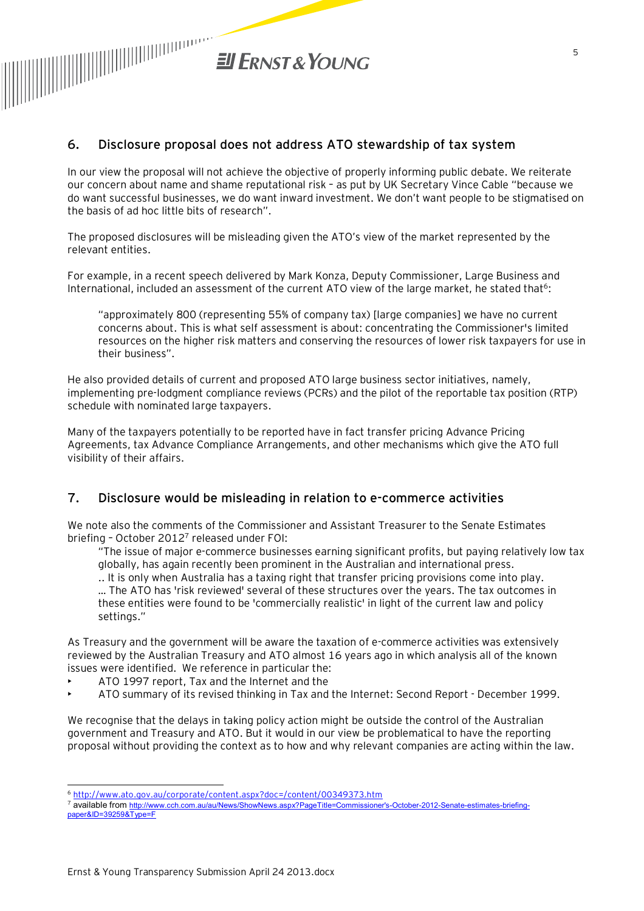## 6. Disclosure proposal does not address ATO stewardship of tax system

In our view the proposal will not achieve the objective of properly informing public debate. We reiterate our concern about name and shame reputational risk – as put by UK Secretary Vince Cable "because we do want successful businesses, we do want inward investment. We don't want people to be stigmatised on the basis of ad hoc little bits of research".

The proposed disclosures will be misleading given the ATO's view of the market represented by the relevant entities.

For example, in a recent speech delivered by Mark Konza, Deputy Commissioner, Large Business and International, included an assessment of the current ATO view of the large market, he stated that[6]:

> "approximately 800 (representing 55% of company tax) [large companies] we have no current concerns about. This is what self assessment is about: concentrating the Commissioner's limited resources on the higher risk matters and conserving the resources of lower risk taxpayers for use in their business".

He also provided details of current and proposed ATO large business sector initiatives, namely, implementing pre-lodgment compliance reviews (PCRs) and the pilot of the reportable tax position (RTP) schedule with nominated large taxpayers.

Many of the taxpayers potentially to be reported have in fact transfer pricing Advance Pricing Agreements, tax Advance Compliance Arrangements, and other mechanisms which give the ATO full visibility of their affairs.

## 7. Disclosure would be misleading in relation to e-commerce activities

We note also the comments of the Commissioner and Assistant Treasurer to the Senate Estimates briefing – October 2012[7] released under FOI:

> "The issue of major e-commerce businesses earning significant profits, but paying relatively low tax globally, has again recently been prominent in the Australian and international press.
> .. It is only when Australia has a taxing right that transfer pricing provisions come into play.
> … The ATO has 'risk reviewed' several of these structures over the years. The tax outcomes in these entities were found to be 'commercially realistic' in light of the current law and policy settings."

As Treasury and the government will be aware the taxation of e-commerce activities was extensively reviewed by the Australian Treasury and ATO almost 16 years ago in which analysis all of the known issues were identified. We reference in particular the:

- ATO 1997 report, Tax and the Internet and the
- ATO summary of its revised thinking in Tax and the Internet: Second Report - December 1999.

We recognise that the delays in taking policy action might be outside the control of the Australian government and Treasury and ATO. But it would in our view be problematical to have the reporting proposal without providing the context as to how and why relevant companies are acting within the law.

---

[6] http://www.ato.gov.au/corporate/content.aspx?doc=/content/00349373.htm

[7] available from http://www.cch.com.au/au/News/ShowNews.aspx?PageTitle=Commissioner's-October-2012-Senate-estimates-briefing-paper&ID=39259&Type=F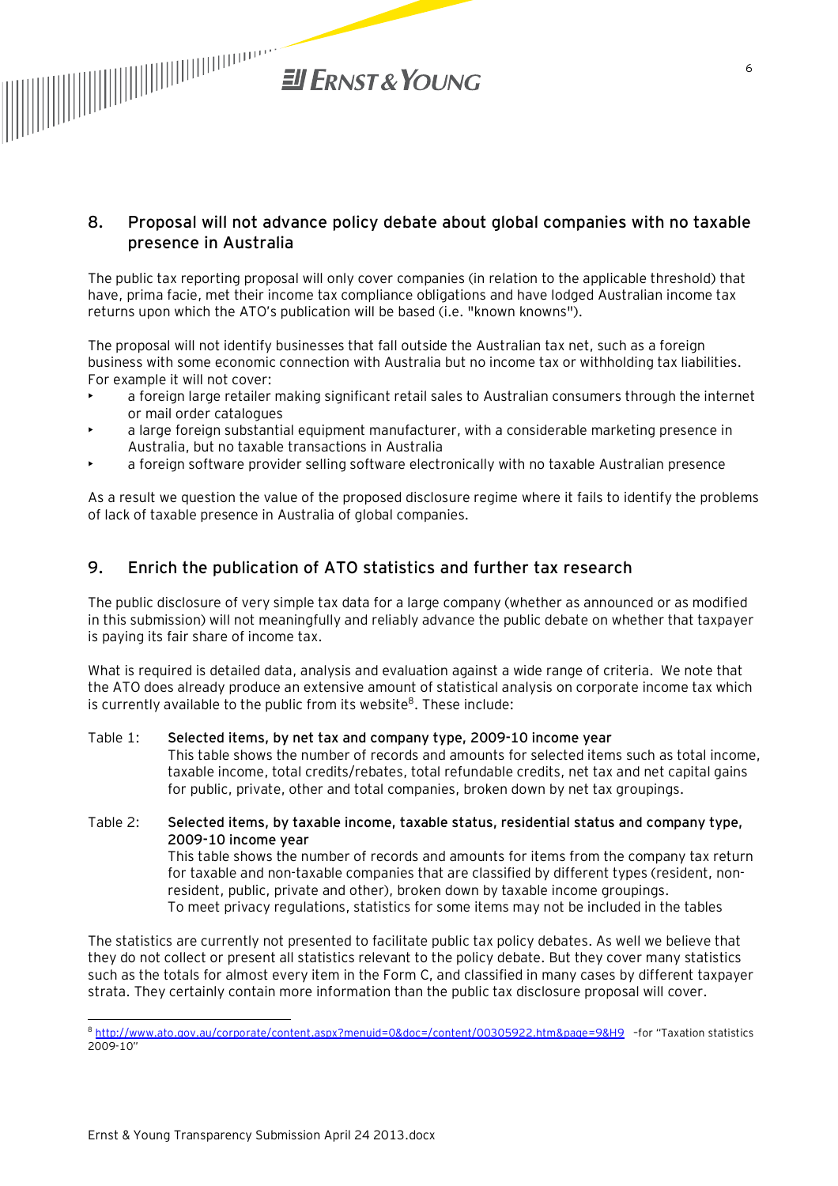## 8. Proposal will not advance policy debate about global companies with no taxable presence in Australia

The public tax reporting proposal will only cover companies (in relation to the applicable threshold) that have, prima facie, met their income tax compliance obligations and have lodged Australian income tax returns upon which the ATO's publication will be based (i.e. "known knowns").

The proposal will not identify businesses that fall outside the Australian tax net, such as a foreign business with some economic connection with Australia but no income tax or withholding tax liabilities. For example it will not cover:

- a foreign large retailer making significant retail sales to Australian consumers through the internet or mail order catalogues
- a large foreign substantial equipment manufacturer, with a considerable marketing presence in Australia, but no taxable transactions in Australia
- a foreign software provider selling software electronically with no taxable Australian presence

As a result we question the value of the proposed disclosure regime where it fails to identify the problems of lack of taxable presence in Australia of global companies.

## 9. Enrich the publication of ATO statistics and further tax research

The public disclosure of very simple tax data for a large company (whether as announced or as modified in this submission) will not meaningfully and reliably advance the public debate on whether that taxpayer is paying its fair share of income tax.

What is required is detailed data, analysis and evaluation against a wide range of criteria. We note that the ATO does already produce an extensive amount of statistical analysis on corporate income tax which is currently available to the public from its website[8]. These include:

Table 1: **Selected items, by net tax and company type, 2009-10 income year**
This table shows the number of records and amounts for selected items such as total income, taxable income, total credits/rebates, total refundable credits, net tax and net capital gains for public, private, other and total companies, broken down by net tax groupings.

Table 2: **Selected items, by taxable income, taxable status, residential status and company type, 2009-10 income year**
This table shows the number of records and amounts for items from the company tax return for taxable and non-taxable companies that are classified by different types (resident, non-resident, public, private and other), broken down by taxable income groupings.
To meet privacy regulations, statistics for some items may not be included in the tables

The statistics are currently not presented to facilitate public tax policy debates. As well we believe that they do not collect or present all statistics relevant to the policy debate. But they cover many statistics such as the totals for almost every item in the Form C, and classified in many cases by different taxpayer strata. They certainly contain more information than the public tax disclosure proposal will cover.

---

[8] http://www.ato.gov.au/corporate/content.aspx?menuid=0&doc=/content/00305922.htm&page=9&H9 –for "Taxation statistics 2009-10"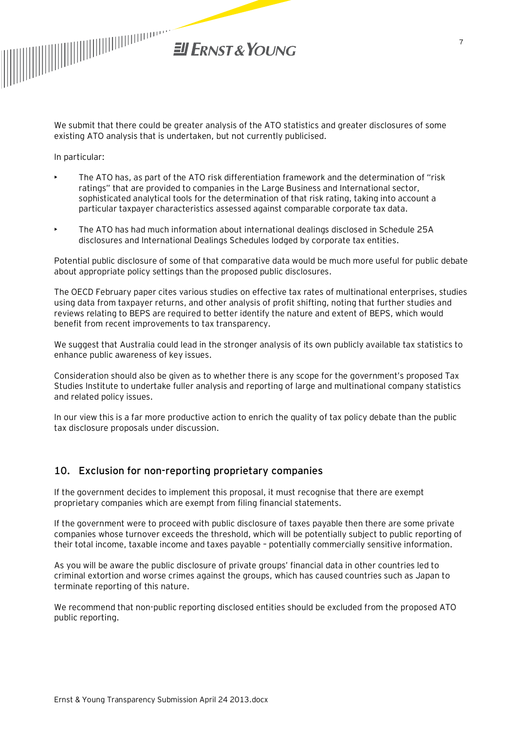We submit that there could be greater analysis of the ATO statistics and greater disclosures of some existing ATO analysis that is undertaken, but not currently publicised.

In particular:

- The ATO has, as part of the ATO risk differentiation framework and the determination of "risk ratings" that are provided to companies in the Large Business and International sector, sophisticated analytical tools for the determination of that risk rating, taking into account a particular taxpayer characteristics assessed against comparable corporate tax data.
- The ATO has had much information about international dealings disclosed in Schedule 25A disclosures and International Dealings Schedules lodged by corporate tax entities.

Potential public disclosure of some of that comparative data would be much more useful for public debate about appropriate policy settings than the proposed public disclosures.

The OECD February paper cites various studies on effective tax rates of multinational enterprises, studies using data from taxpayer returns, and other analysis of profit shifting, noting that further studies and reviews relating to BEPS are required to better identify the nature and extent of BEPS, which would benefit from recent improvements to tax transparency.

We suggest that Australia could lead in the stronger analysis of its own publicly available tax statistics to enhance public awareness of key issues.

Consideration should also be given as to whether there is any scope for the government's proposed Tax Studies Institute to undertake fuller analysis and reporting of large and multinational company statistics and related policy issues.

In our view this is a far more productive action to enrich the quality of tax policy debate than the public tax disclosure proposals under discussion.

## 10. Exclusion for non-reporting proprietary companies

If the government decides to implement this proposal, it must recognise that there are exempt proprietary companies which are exempt from filing financial statements.

If the government were to proceed with public disclosure of taxes payable then there are some private companies whose turnover exceeds the threshold, which will be potentially subject to public reporting of their total income, taxable income and taxes payable – potentially commercially sensitive information.

As you will be aware the public disclosure of private groups' financial data in other countries led to criminal extortion and worse crimes against the groups, which has caused countries such as Japan to terminate reporting of this nature.

We recommend that non-public reporting disclosed entities should be excluded from the proposed ATO public reporting.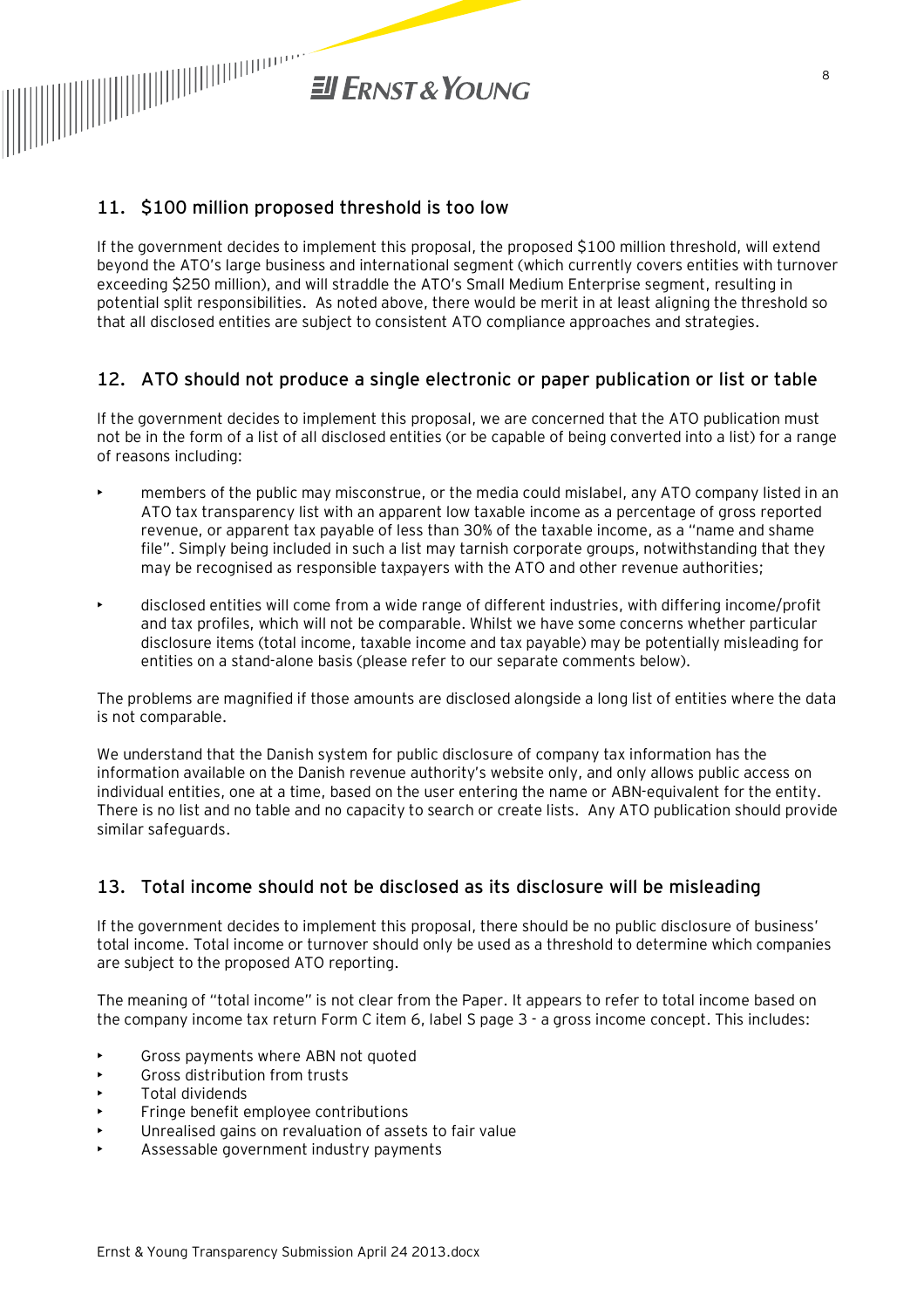## 11. \$100 million proposed threshold is too low

If the government decides to implement this proposal, the proposed \$100 million threshold, will extend beyond the ATO's large business and international segment (which currently covers entities with turnover exceeding \$250 million), and will straddle the ATO's Small Medium Enterprise segment, resulting in potential split responsibilities. As noted above, there would be merit in at least aligning the threshold so that all disclosed entities are subject to consistent ATO compliance approaches and strategies.

## 12. ATO should not produce a single electronic or paper publication or list or table

If the government decides to implement this proposal, we are concerned that the ATO publication must not be in the form of a list of all disclosed entities (or be capable of being converted into a list) for a range of reasons including:

- members of the public may misconstrue, or the media could mislabel, any ATO company listed in an ATO tax transparency list with an apparent low taxable income as a percentage of gross reported revenue, or apparent tax payable of less than 30% of the taxable income, as a "name and shame file". Simply being included in such a list may tarnish corporate groups, notwithstanding that they may be recognised as responsible taxpayers with the ATO and other revenue authorities;
- disclosed entities will come from a wide range of different industries, with differing income/profit and tax profiles, which will not be comparable. Whilst we have some concerns whether particular disclosure items (total income, taxable income and tax payable) may be potentially misleading for entities on a stand-alone basis (please refer to our separate comments below).

The problems are magnified if those amounts are disclosed alongside a long list of entities where the data is not comparable.

We understand that the Danish system for public disclosure of company tax information has the information available on the Danish revenue authority's website only, and only allows public access on individual entities, one at a time, based on the user entering the name or ABN-equivalent for the entity. There is no list and no table and no capacity to search or create lists. Any ATO publication should provide similar safeguards.

## 13. Total income should not be disclosed as its disclosure will be misleading

If the government decides to implement this proposal, there should be no public disclosure of business' total income. Total income or turnover should only be used as a threshold to determine which companies are subject to the proposed ATO reporting.

The meaning of "total income" is not clear from the Paper. It appears to refer to total income based on the company income tax return Form C item 6, label S page 3 - a gross income concept. This includes:

- Gross payments where ABN not quoted
- Gross distribution from trusts
- Total dividends
- Fringe benefit employee contributions
- Unrealised gains on revaluation of assets to fair value
- Assessable government industry payments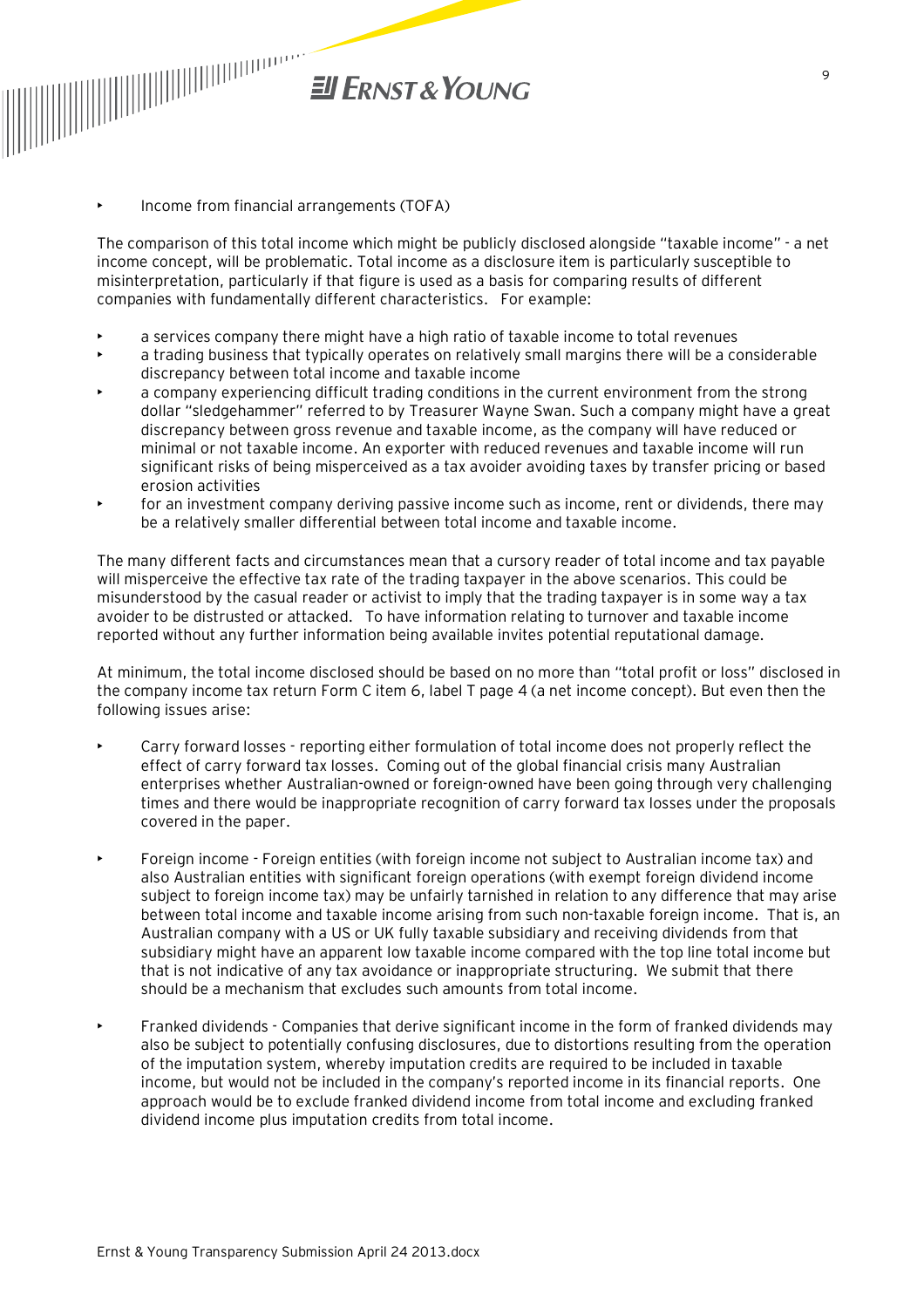- Income from financial arrangements (TOFA)

The comparison of this total income which might be publicly disclosed alongside "taxable income" - a net income concept, will be problematic. Total income as a disclosure item is particularly susceptible to misinterpretation, particularly if that figure is used as a basis for comparing results of different companies with fundamentally different characteristics.   For example:

- a services company there might have a high ratio of taxable income to total revenues
- a trading business that typically operates on relatively small margins there will be a considerable discrepancy between total income and taxable income
- a company experiencing difficult trading conditions in the current environment from the strong dollar "sledgehammer" referred to by Treasurer Wayne Swan. Such a company might have a great discrepancy between gross revenue and taxable income, as the company will have reduced or minimal or not taxable income. An exporter with reduced revenues and taxable income will run significant risks of being misperceived as a tax avoider avoiding taxes by transfer pricing or based erosion activities
- for an investment company deriving passive income such as income, rent or dividends, there may be a relatively smaller differential between total income and taxable income.

The many different facts and circumstances mean that a cursory reader of total income and tax payable will misperceive the effective tax rate of the trading taxpayer in the above scenarios. This could be misunderstood by the casual reader or activist to imply that the trading taxpayer is in some way a tax avoider to be distrusted or attacked.   To have information relating to turnover and taxable income reported without any further information being available invites potential reputational damage.

At minimum, the total income disclosed should be based on no more than "total profit or loss" disclosed in the company income tax return Form C item 6, label T page 4 (a net income concept). But even then the following issues arise:

- Carry forward losses - reporting either formulation of total income does not properly reflect the effect of carry forward tax losses.  Coming out of the global financial crisis many Australian enterprises whether Australian-owned or foreign-owned have been going through very challenging times and there would be inappropriate recognition of carry forward tax losses under the proposals covered in the paper.

- Foreign income - Foreign entities (with foreign income not subject to Australian income tax) and also Australian entities with significant foreign operations (with exempt foreign dividend income subject to foreign income tax) may be unfairly tarnished in relation to any difference that may arise between total income and taxable income arising from such non-taxable foreign income.  That is, an Australian company with a US or UK fully taxable subsidiary and receiving dividends from that subsidiary might have an apparent low taxable income compared with the top line total income but that is not indicative of any tax avoidance or inappropriate structuring.  We submit that there should be a mechanism that excludes such amounts from total income.

- Franked dividends - Companies that derive significant income in the form of franked dividends may also be subject to potentially confusing disclosures, due to distortions resulting from the operation of the imputation system, whereby imputation credits are required to be included in taxable income, but would not be included in the company's reported income in its financial reports.  One approach would be to exclude franked dividend income from total income and excluding franked dividend income plus imputation credits from total income.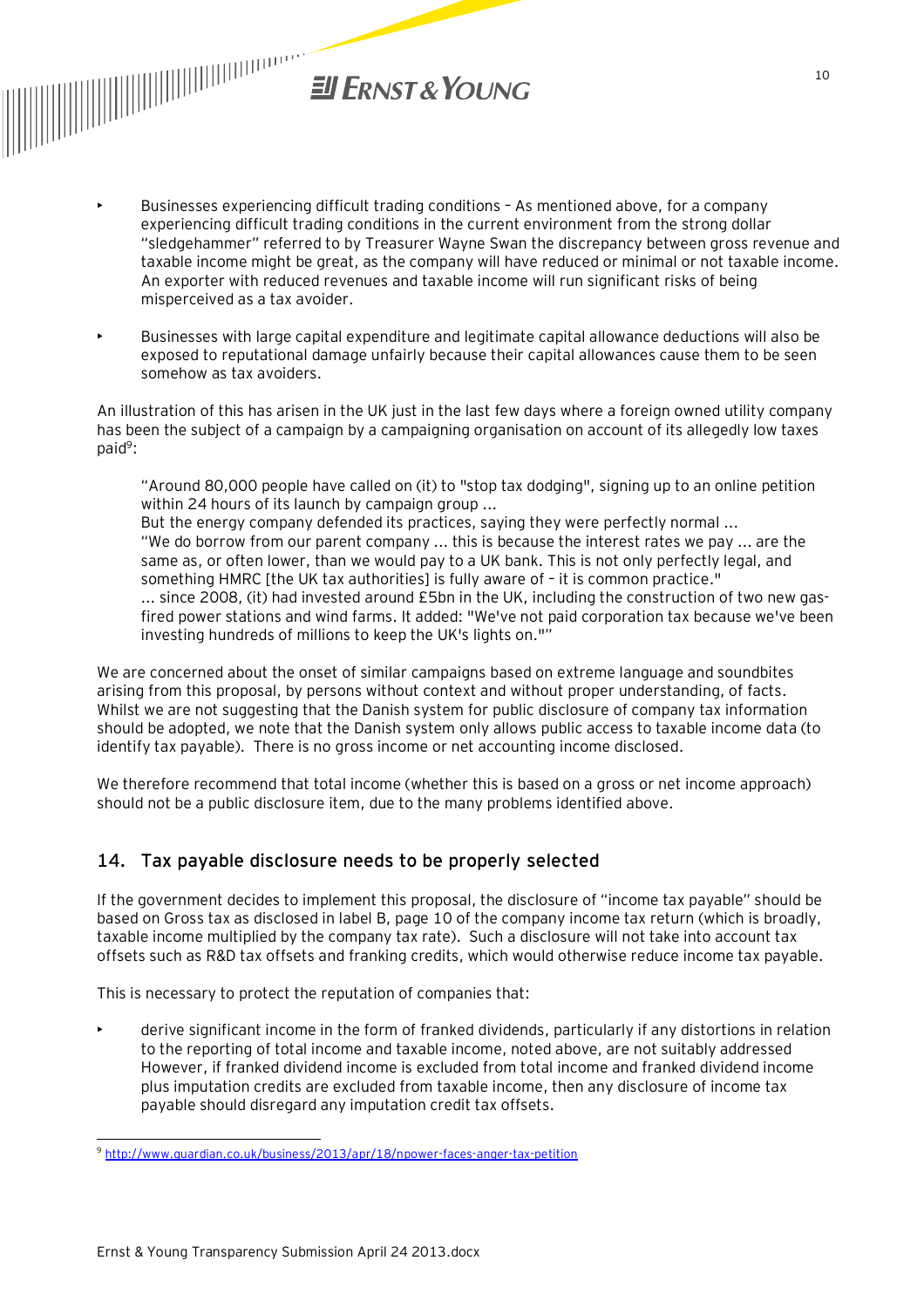- Businesses experiencing difficult trading conditions – As mentioned above, for a company experiencing difficult trading conditions in the current environment from the strong dollar "sledgehammer" referred to by Treasurer Wayne Swan the discrepancy between gross revenue and taxable income might be great, as the company will have reduced or minimal or not taxable income. An exporter with reduced revenues and taxable income will run significant risks of being misperceived as a tax avoider.

- Businesses with large capital expenditure and legitimate capital allowance deductions will also be exposed to reputational damage unfairly because their capital allowances cause them to be seen somehow as tax avoiders.

An illustration of this has arisen in the UK just in the last few days where a foreign owned utility company has been the subject of a campaign by a campaigning organisation on account of its allegedly low taxes paid[9]:

> "Around 80,000 people have called on (it) to "stop tax dodging", signing up to an online petition within 24 hours of its launch by campaign group ...
> But the energy company defended its practices, saying they were perfectly normal ...
> "We do borrow from our parent company ... this is because the interest rates we pay ... are the same as, or often lower, than we would pay to a UK bank. This is not only perfectly legal, and something HMRC [the UK tax authorities] is fully aware of – it is common practice."
> ... since 2008, (it) had invested around £5bn in the UK, including the construction of two new gas-fired power stations and wind farms. It added: "We've not paid corporation tax because we've been investing hundreds of millions to keep the UK's lights on.""

We are concerned about the onset of similar campaigns based on extreme language and soundbites arising from this proposal, by persons without context and without proper understanding, of facts. Whilst we are not suggesting that the Danish system for public disclosure of company tax information should be adopted, we note that the Danish system only allows public access to taxable income data (to identify tax payable). There is no gross income or net accounting income disclosed.

We therefore recommend that total income (whether this is based on a gross or net income approach) should not be a public disclosure item, due to the many problems identified above.

## 14. Tax payable disclosure needs to be properly selected

If the government decides to implement this proposal, the disclosure of "income tax payable" should be based on Gross tax as disclosed in label B, page 10 of the company income tax return (which is broadly, taxable income multiplied by the company tax rate). Such a disclosure will not take into account tax offsets such as R&D tax offsets and franking credits, which would otherwise reduce income tax payable.

This is necessary to protect the reputation of companies that:

- derive significant income in the form of franked dividends, particularly if any distortions in relation to the reporting of total income and taxable income, noted above, are not suitably addressed However, if franked dividend income is excluded from total income and franked dividend income plus imputation credits are excluded from taxable income, then any disclosure of income tax payable should disregard any imputation credit tax offsets.

---

[9] http://www.guardian.co.uk/business/2013/apr/18/npower-faces-anger-tax-petition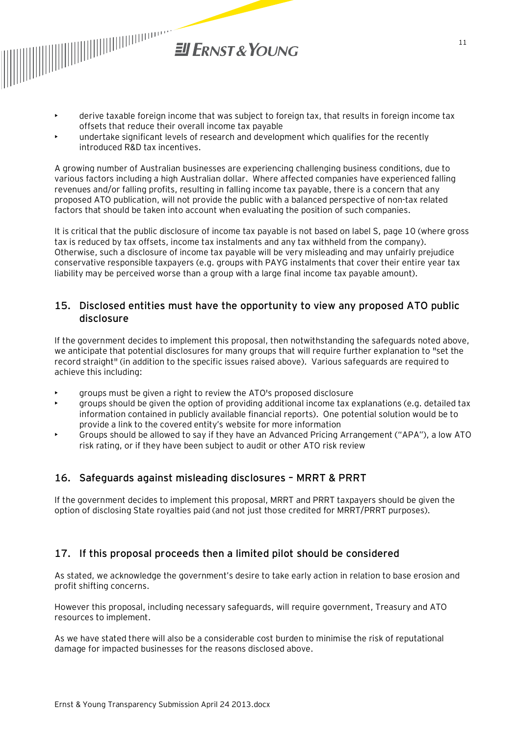- derive taxable foreign income that was subject to foreign tax, that results in foreign income tax offsets that reduce their overall income tax payable
- undertake significant levels of research and development which qualifies for the recently introduced R&D tax incentives.

A growing number of Australian businesses are experiencing challenging business conditions, due to various factors including a high Australian dollar. Where affected companies have experienced falling revenues and/or falling profits, resulting in falling income tax payable, there is a concern that any proposed ATO publication, will not provide the public with a balanced perspective of non-tax related factors that should be taken into account when evaluating the position of such companies.

It is critical that the public disclosure of income tax payable is not based on label S, page 10 (where gross tax is reduced by tax offsets, income tax instalments and any tax withheld from the company). Otherwise, such a disclosure of income tax payable will be very misleading and may unfairly prejudice conservative responsible taxpayers (e.g. groups with PAYG instalments that cover their entire year tax liability may be perceived worse than a group with a large final income tax payable amount).

## 15. Disclosed entities must have the opportunity to view any proposed ATO public disclosure

If the government decides to implement this proposal, then notwithstanding the safeguards noted above, we anticipate that potential disclosures for many groups that will require further explanation to "set the record straight" (in addition to the specific issues raised above). Various safeguards are required to achieve this including:

- groups must be given a right to review the ATO's proposed disclosure
- groups should be given the option of providing additional income tax explanations (e.g. detailed tax information contained in publicly available financial reports). One potential solution would be to provide a link to the covered entity's website for more information
- Groups should be allowed to say if they have an Advanced Pricing Arrangement ("APA"), a low ATO risk rating, or if they have been subject to audit or other ATO risk review

## 16. Safeguards against misleading disclosures – MRRT & PRRT

If the government decides to implement this proposal, MRRT and PRRT taxpayers should be given the option of disclosing State royalties paid (and not just those credited for MRRT/PRRT purposes).

## 17. If this proposal proceeds then a limited pilot should be considered

As stated, we acknowledge the government's desire to take early action in relation to base erosion and profit shifting concerns.

However this proposal, including necessary safeguards, will require government, Treasury and ATO resources to implement.

As we have stated there will also be a considerable cost burden to minimise the risk of reputational damage for impacted businesses for the reasons disclosed above.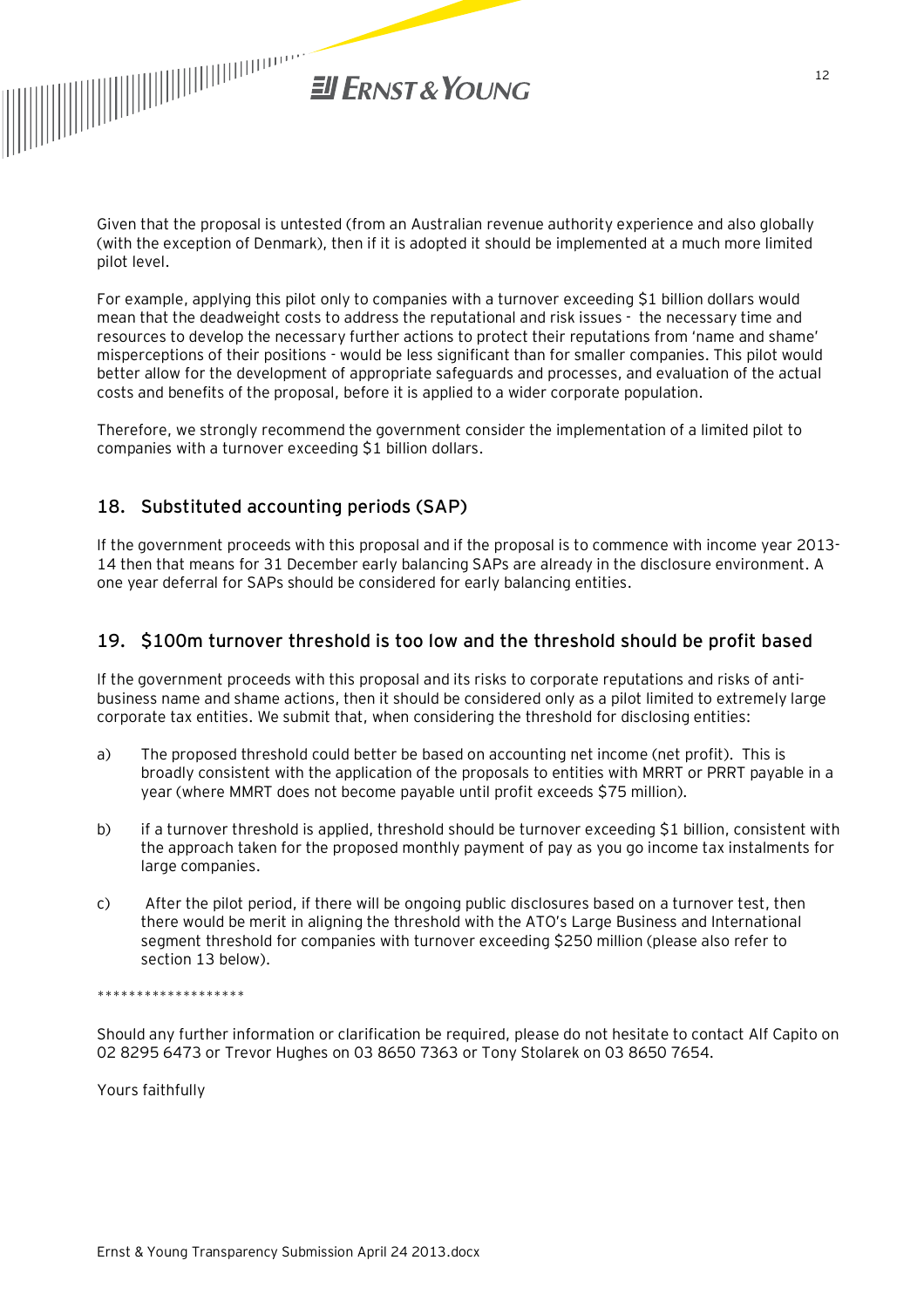Given that the proposal is untested (from an Australian revenue authority experience and also globally (with the exception of Denmark), then if it is adopted it should be implemented at a much more limited pilot level.

For example, applying this pilot only to companies with a turnover exceeding $1 billion dollars would mean that the deadweight costs to address the reputational and risk issues - the necessary time and resources to develop the necessary further actions to protect their reputations from 'name and shame' misperceptions of their positions - would be less significant than for smaller companies. This pilot would better allow for the development of appropriate safeguards and processes, and evaluation of the actual costs and benefits of the proposal, before it is applied to a wider corporate population.

Therefore, we strongly recommend the government consider the implementation of a limited pilot to companies with a turnover exceeding $1 billion dollars.

## 18. Substituted accounting periods (SAP)

If the government proceeds with this proposal and if the proposal is to commence with income year 2013-14 then that means for 31 December early balancing SAPs are already in the disclosure environment. A one year deferral for SAPs should be considered for early balancing entities.

## 19. $100m turnover threshold is too low and the threshold should be profit based

If the government proceeds with this proposal and its risks to corporate reputations and risks of anti-business name and shame actions, then it should be considered only as a pilot limited to extremely large corporate tax entities. We submit that, when considering the threshold for disclosing entities:

a) The proposed threshold could better be based on accounting net income (net profit). This is broadly consistent with the application of the proposals to entities with MRRT or PRRT payable in a year (where MMRT does not become payable until profit exceeds $75 million).

b) if a turnover threshold is applied, threshold should be turnover exceeding $1 billion, consistent with the approach taken for the proposed monthly payment of pay as you go income tax instalments for large companies.

c) After the pilot period, if there will be ongoing public disclosures based on a turnover test, then there would be merit in aligning the threshold with the ATO's Large Business and International segment threshold for companies with turnover exceeding $250 million (please also refer to section 13 below).

*******************

Should any further information or clarification be required, please do not hesitate to contact Alf Capito on 02 8295 6473 or Trevor Hughes on 03 8650 7363 or Tony Stolarek on 03 8650 7654.

Yours faithfully